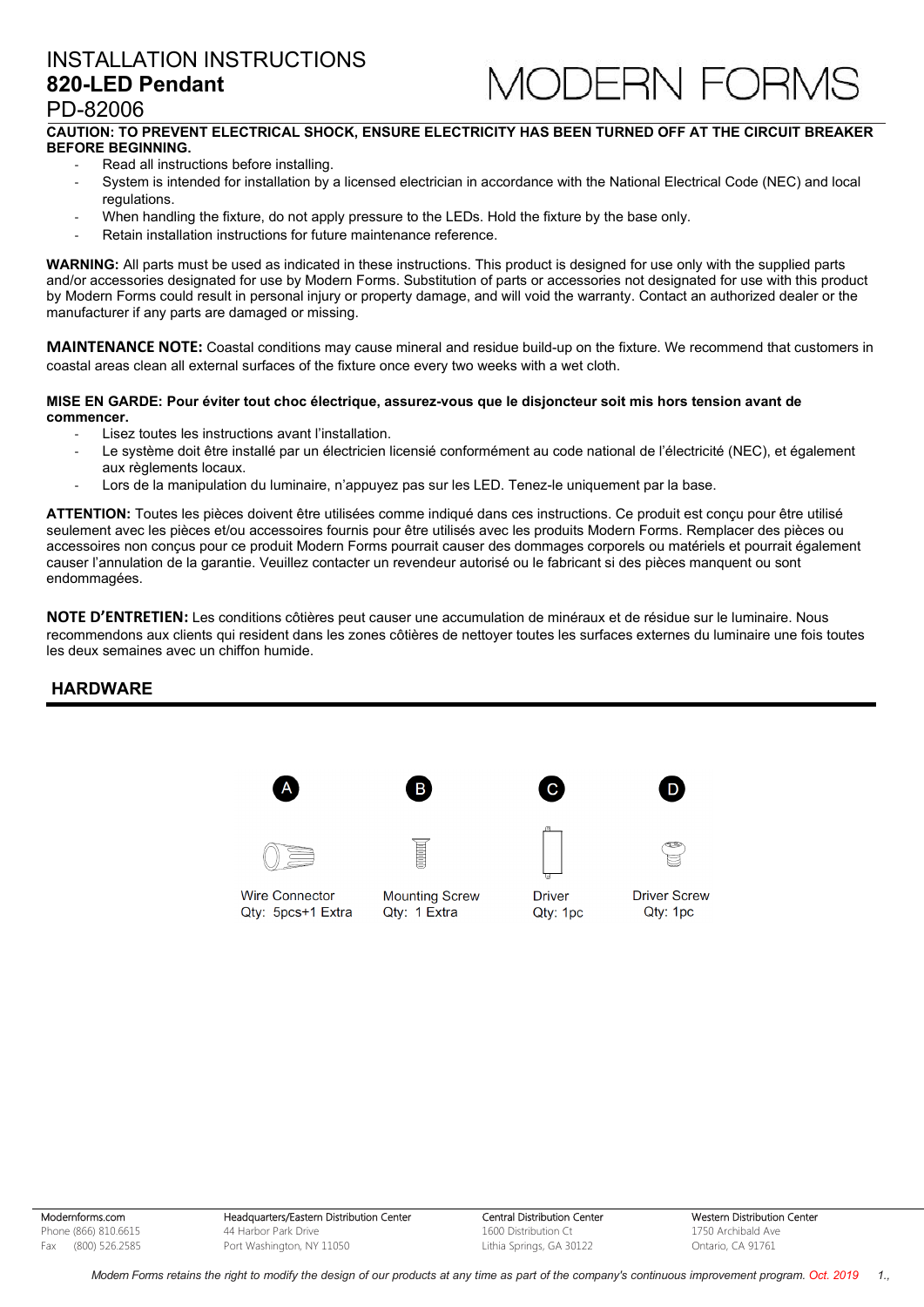# INSTALLATION INSTRUCTIONS
## 820-LED Pendant
PD-82006

MODERN FORMS

**CAUTION: TO PREVENT ELECTRICAL SHOCK, ENSURE ELECTRICITY HAS BEEN TURNED OFF AT THE CIRCUIT BREAKER BEFORE BEGINNING.**

- Read all instructions before installing.
- System is intended for installation by a licensed electrician in accordance with the National Electrical Code (NEC) and local regulations.
- When handling the fixture, do not apply pressure to the LEDs. Hold the fixture by the base only.
- Retain installation instructions for future maintenance reference.

**WARNING:** All parts must be used as indicated in these instructions. This product is designed for use only with the supplied parts and/or accessories designated for use by Modern Forms. Substitution of parts or accessories not designated for use with this product by Modern Forms could result in personal injury or property damage, and will void the warranty. Contact an authorized dealer or the manufacturer if any parts are damaged or missing.

**MAINTENANCE NOTE:** Coastal conditions may cause mineral and residue build-up on the fixture. We recommend that customers in coastal areas clean all external surfaces of the fixture once every two weeks with a wet cloth.

**MISE EN GARDE: Pour éviter tout choc électrique, assurez-vous que le disjoncteur soit mis hors tension avant de commencer.**

- Lisez toutes les instructions avant l'installation.
- Le système doit être installé par un électricien licensié conformément au code national de l'électricité (NEC), et également aux règlements locaux.
- Lors de la manipulation du luminaire, n'appuyez pas sur les LED. Tenez-le uniquement par la base.

**ATTENTION:** Toutes les pièces doivent être utilisées comme indiqué dans ces instructions. Ce produit est conçu pour être utilisé seulement avec les pièces et/ou accessoires fournis pour être utilisés avec les produits Modern Forms. Remplacer des pièces ou accessoires non conçus pour ce produit Modern Forms pourrait causer des dommages corporels ou matériels et pourrait également causer l'annulation de la garantie. Veuillez contacter un revendeur autorisé ou le fabricant si des pièces manquent ou sont endommagées.

**NOTE D'ENTRETIEN:** Les conditions côtières peut causer une accumulation de minéraux et de résidue sur le luminaire. Nous recommendons aux clients qui resident dans les zones côtières de nettoyer toutes les surfaces externes du luminaire une fois toutes les deux semaines avec un chiffon humide.

## HARDWARE

| A | B | C | D |
|---|---|---|---|
| Wire Connector<br>Qty: 5pcs+1 Extra | Mounting Screw<br>Qty: 1 Extra | Driver<br>Qty: 1pc | Driver Screw<br>Qty: 1pc |

Modernforms.com
Phone (866) 810.6615
Fax (800) 526.2585

Headquarters/Eastern Distribution Center
44 Harbor Park Drive
Port Washington, NY 11050

Central Distribution Center
1600 Distribution Ct
Lithia Springs, GA 30122

Western Distribution Center
1750 Archibald Ave
Ontario, CA 91761

*Modern Forms retains the right to modify the design of our products at any time as part of the company's continuous improvement program. Oct. 2019*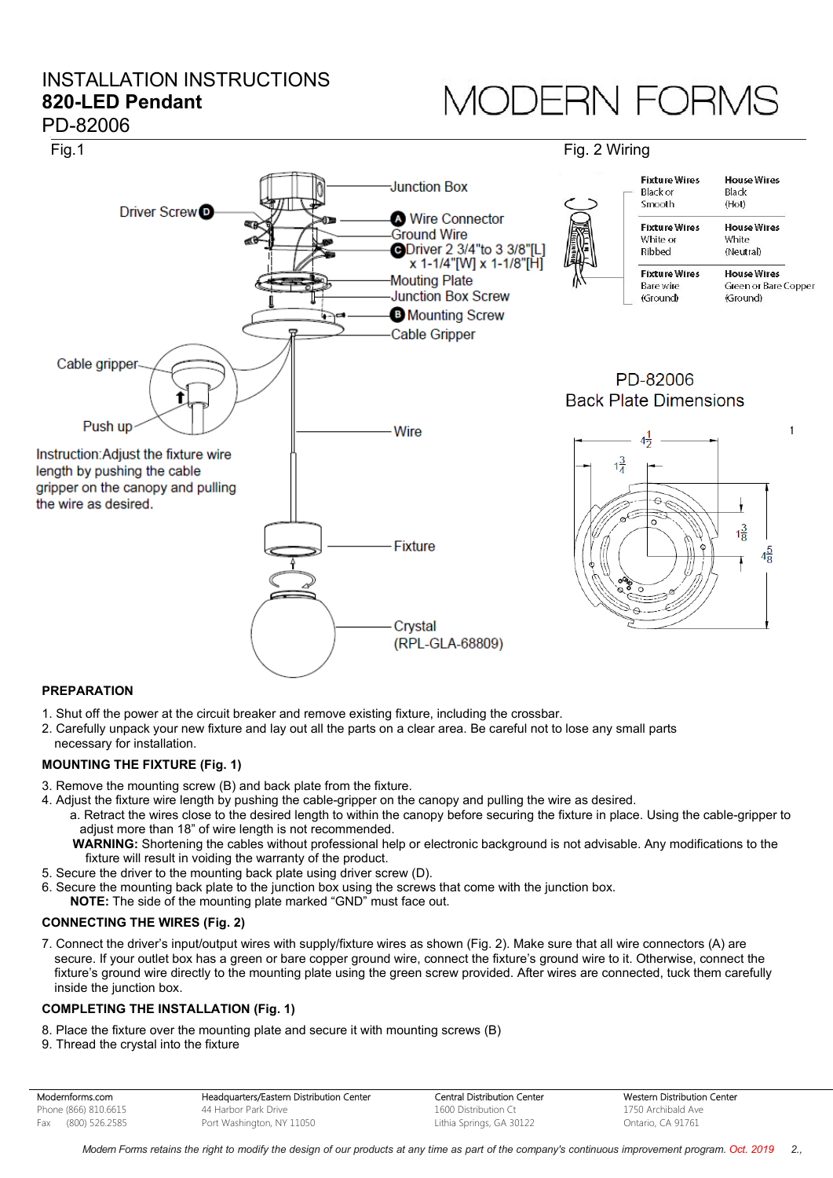# INSTALLATION INSTRUCTIONS

## 820-LED Pendant

PD-82006

MODERN FORMS

Fig.1

Junction Box

Driver Screw **D**

**A** Wire Connector

Ground Wire

**C** Driver 2 3/4"to 3 3/8"[L] x 1-1/4"[W] x 1-1/8"[H]

Mouting Plate

Junction Box Screw

**B** Mounting Screw

Cable Gripper

Cable gripper

Push up

Instruction:Adjust the fixture wire length by pushing the cable gripper on the canopy and pulling the wire as desired.

Wire

Fixture

Crystal (RPL-GLA-68809)

Fig. 2 Wiring

| Fixture Wires | House Wires |
|---|---|
| Black or Smooth | Black (Hot) |
| White or Ribbed | White (Neutral) |
| Bare wire (Ground) | Green or Bare Copper (Ground) |

PD-82006
Back Plate Dimensions

$4\frac{1}{2}$ &nbsp; $1\frac{3}{4}$ &nbsp; $1\frac{3}{8}$ &nbsp; $4\frac{5}{8}$

### PREPARATION

1. Shut off the power at the circuit breaker and remove existing fixture, including the crossbar.
2. Carefully unpack your new fixture and lay out all the parts on a clear area. Be careful not to lose any small parts necessary for installation.

### MOUNTING THE FIXTURE (Fig. 1)

3. Remove the mounting screw (B) and back plate from the fixture.
4. Adjust the fixture wire length by pushing the cable-gripper on the canopy and pulling the wire as desired.
   a. Retract the wires close to the desired length to within the canopy before securing the fixture in place. Using the cable-gripper to adjust more than 18" of wire length is not recommended.
   **WARNING:** Shortening the cables without professional help or electronic background is not advisable. Any modifications to the fixture will result in voiding the warranty of the product.
5. Secure the driver to the mounting back plate using driver screw (D).
6. Secure the mounting back plate to the junction box using the screws that come with the junction box.
   **NOTE:** The side of the mounting plate marked "GND" must face out.

### CONNECTING THE WIRES (Fig. 2)

7. Connect the driver's input/output wires with supply/fixture wires as shown (Fig. 2). Make sure that all wire connectors (A) are secure. If your outlet box has a green or bare copper ground wire, connect the fixture's ground wire to it. Otherwise, connect the fixture's ground wire directly to the mounting plate using the green screw provided. After wires are connected, tuck them carefully inside the junction box.

### COMPLETING THE INSTALLATION (Fig. 1)

8. Place the fixture over the mounting plate and secure it with mounting screws (B)
9. Thread the crystal into the fixture

Modernforms.com
Phone (866) 810.6615
Fax (800) 526.2585

Headquarters/Eastern Distribution Center
44 Harbor Park Drive
Port Washington, NY 11050

Central Distribution Center
1600 Distribution Ct
Lithia Springs, GA 30122

Western Distribution Center
1750 Archibald Ave
Ontario, CA 91761

*Modern Forms retains the right to modify the design of our products at any time as part of the company's continuous improvement program. Oct. 2019*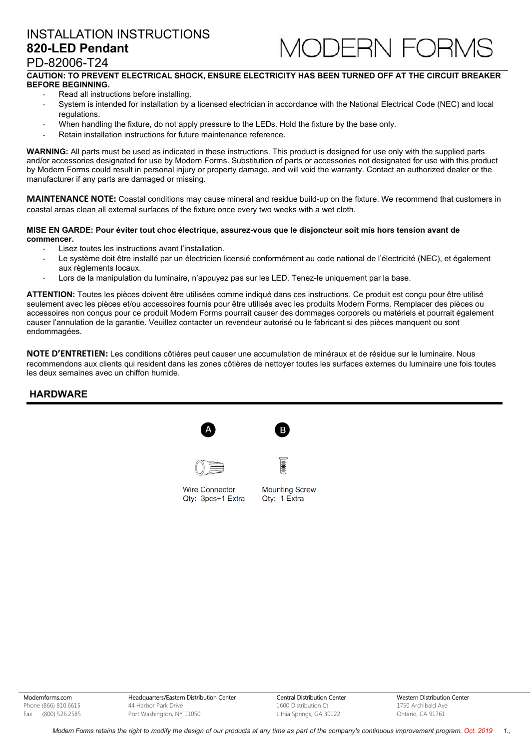# INSTALLATION INSTRUCTIONS

## 820-LED Pendant

PD-82006-T24

MODERN FORMS

**CAUTION: TO PREVENT ELECTRICAL SHOCK, ENSURE ELECTRICITY HAS BEEN TURNED OFF AT THE CIRCUIT BREAKER BEFORE BEGINNING.**

- Read all instructions before installing.
- System is intended for installation by a licensed electrician in accordance with the National Electrical Code (NEC) and local regulations.
- When handling the fixture, do not apply pressure to the LEDs. Hold the fixture by the base only.
- Retain installation instructions for future maintenance reference.

**WARNING:** All parts must be used as indicated in these instructions. This product is designed for use only with the supplied parts and/or accessories designated for use by Modern Forms. Substitution of parts or accessories not designated for use with this product by Modern Forms could result in personal injury or property damage, and will void the warranty. Contact an authorized dealer or the manufacturer if any parts are damaged or missing.

**MAINTENANCE NOTE:** Coastal conditions may cause mineral and residue build-up on the fixture. We recommend that customers in coastal areas clean all external surfaces of the fixture once every two weeks with a wet cloth.

**MISE EN GARDE: Pour éviter tout choc électrique, assurez-vous que le disjoncteur soit mis hors tension avant de commencer.**

- Lisez toutes les instructions avant l'installation.
- Le système doit être installé par un électricien licensié conformément au code national de l'électricité (NEC), et également aux règlements locaux.
- Lors de la manipulation du luminaire, n'appuyez pas sur les LED. Tenez-le uniquement par la base.

**ATTENTION:** Toutes les pièces doivent être utilisées comme indiqué dans ces instructions. Ce produit est conçu pour être utilisé seulement avec les pièces et/ou accessoires fournis pour être utilisés avec les produits Modern Forms. Remplacer des pièces ou accessoires non conçus pour ce produit Modern Forms pourrait causer des dommages corporels ou matériels et pourrait également causer l'annulation de la garantie. Veuillez contacter un revendeur autorisé ou le fabricant si des pièces manquent ou sont endommagées.

**NOTE D'ENTRETIEN:** Les conditions côtières peut causer une accumulation de minéraux et de résidue sur le luminaire. Nous recommendons aux clients qui resident dans les zones côtières de nettoyer toutes les surfaces externes du luminaire une fois toutes les deux semaines avec un chiffon humide.

## HARDWARE

| A | B |
|---|---|
| Wire Connector<br>Qty: 3pcs+1 Extra | Mounting Screw<br>Qty: 1 Extra |

Modernforms.com
Phone (866) 810.6615
Fax (800) 526.2585

Headquarters/Eastern Distribution Center
44 Harbor Park Drive
Port Washington, NY 11050

Central Distribution Center
1600 Distribution Ct
Lithia Springs, GA 30122

Western Distribution Center
1750 Archibald Ave
Ontario, CA 91761

*Modern Forms retains the right to modify the design of our products at any time as part of the company's continuous improvement program. Oct. 2019*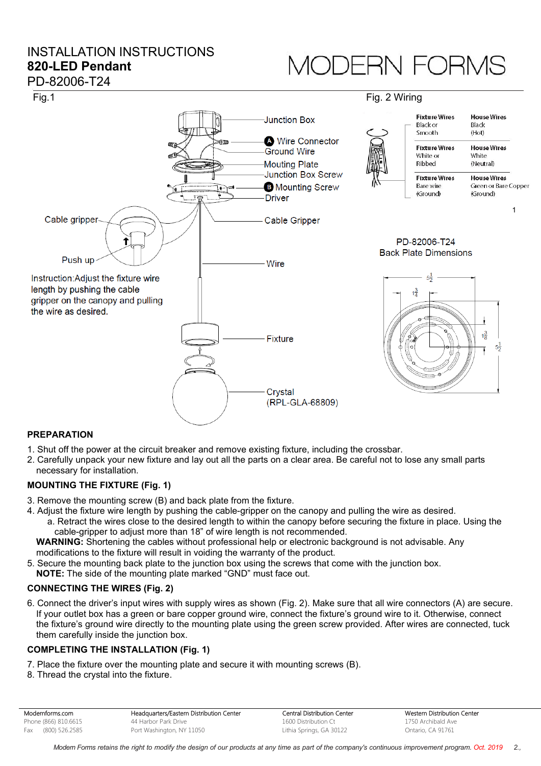# INSTALLATION INSTRUCTIONS

## 820-LED Pendant

PD-82006-T24

MODERN FORMS

Fig.1

Junction Box

A Wire Connector

Ground Wire

Mouting Plate

Junction Box Screw

B Mounting Screw

Driver

Cable gripper

Push up

Cable Gripper

Wire

Instruction:Adjust the fixture wire length by pushing the cable gripper on the canopy and pulling the wire as desired.

Fixture

Crystal (RPL-GLA-68809)

Fig. 2 Wiring

| Fixture Wires | House Wires |
|---|---|
| Black or Smooth | Black (Hot) |
| White or Ribbed | White (Neutral) |
| Bare wire (Ground) | Green or Bare Copper (Ground) |

PD-82006-T24
Back Plate Dimensions

$5\frac{1}{2}$

$1\frac{3}{4}$

$1\frac{3}{8}$

$5\frac{1}{2}$

### PREPARATION

1. Shut off the power at the circuit breaker and remove existing fixture, including the crossbar.
2. Carefully unpack your new fixture and lay out all the parts on a clear area. Be careful not to lose any small parts necessary for installation.

### MOUNTING THE FIXTURE (Fig. 1)

3. Remove the mounting screw (B) and back plate from the fixture.
4. Adjust the fixture wire length by pushing the cable-gripper on the canopy and pulling the wire as desired.
   a. Retract the wires close to the desired length to within the canopy before securing the fixture in place. Using the cable-gripper to adjust more than 18" of wire length is not recommended.

   **WARNING:** Shortening the cables without professional help or electronic background is not advisable. Any modifications to the fixture will result in voiding the warranty of the product.
5. Secure the mounting back plate to the junction box using the screws that come with the junction box.
   **NOTE:** The side of the mounting plate marked "GND" must face out.

### CONNECTING THE WIRES (Fig. 2)

6. Connect the driver's input wires with supply wires as shown (Fig. 2). Make sure that all wire connectors (A) are secure. If your outlet box has a green or bare copper ground wire, connect the fixture's ground wire to it. Otherwise, connect the fixture's ground wire directly to the mounting plate using the green screw provided. After wires are connected, tuck them carefully inside the junction box.

### COMPLETING THE INSTALLATION (Fig. 1)

7. Place the fixture over the mounting plate and secure it with mounting screws (B).
8. Thread the crystal into the fixture.

Modernforms.com
Phone (866) 810.6615
Fax (800) 526.2585

Headquarters/Eastern Distribution Center
44 Harbor Park Drive
Port Washington, NY 11050

Central Distribution Center
1600 Distribution Ct
Lithia Springs, GA 30122

Western Distribution Center
1750 Archibald Ave
Ontario, CA 91761

*Modern Forms retains the right to modify the design of our products at any time as part of the company's continuous improvement program. Oct. 2019*